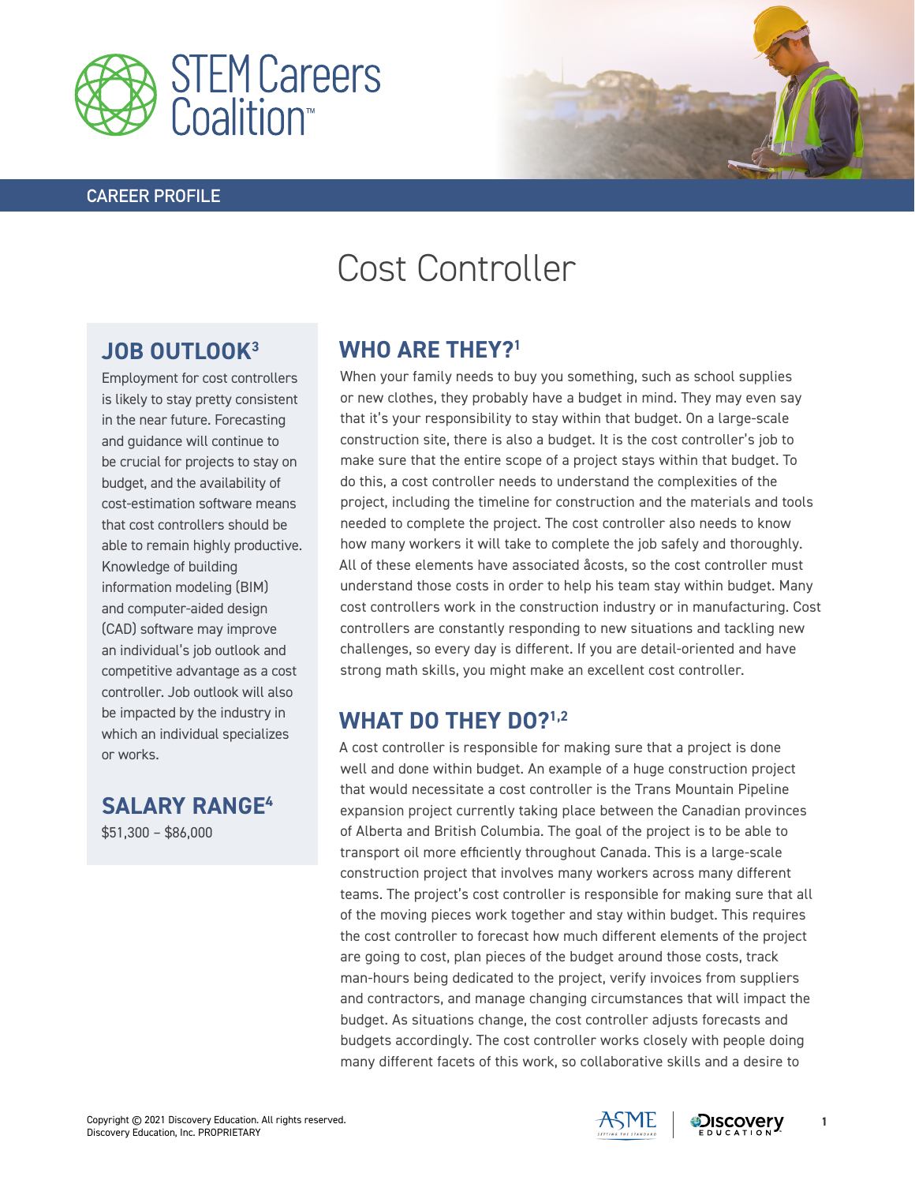STEM Careers Coalition™

CAREER PROFILE

# Cost Controller

## JOB OUTLOOK[3]

Employment for cost controllers is likely to stay pretty consistent in the near future. Forecasting and guidance will continue to be crucial for projects to stay on budget, and the availability of cost-estimation software means that cost controllers should be able to remain highly productive. Knowledge of building information modeling (BIM) and computer-aided design (CAD) software may improve an individual's job outlook and competitive advantage as a cost controller. Job outlook will also be impacted by the industry in which an individual specializes or works.

## SALARY RANGE[4]

$51,300 – $86,000

## WHO ARE THEY?[1]

When your family needs to buy you something, such as school supplies or new clothes, they probably have a budget in mind. They may even say that it's your responsibility to stay within that budget. On a large-scale construction site, there is also a budget. It is the cost controller's job to make sure that the entire scope of a project stays within that budget. To do this, a cost controller needs to understand the complexities of the project, including the timeline for construction and the materials and tools needed to complete the project. The cost controller also needs to know how many workers it will take to complete the job safely and thoroughly. All of these elements have associated åcosts, so the cost controller must understand those costs in order to help his team stay within budget. Many cost controllers work in the construction industry or in manufacturing. Cost controllers are constantly responding to new situations and tackling new challenges, so every day is different. If you are detail-oriented and have strong math skills, you might make an excellent cost controller.

## WHAT DO THEY DO?[1,2]

A cost controller is responsible for making sure that a project is done well and done within budget. An example of a huge construction project that would necessitate a cost controller is the Trans Mountain Pipeline expansion project currently taking place between the Canadian provinces of Alberta and British Columbia. The goal of the project is to be able to transport oil more efficiently throughout Canada. This is a large-scale construction project that involves many workers across many different teams. The project's cost controller is responsible for making sure that all of the moving pieces work together and stay within budget. This requires the cost controller to forecast how much different elements of the project are going to cost, plan pieces of the budget around those costs, track man-hours being dedicated to the project, verify invoices from suppliers and contractors, and manage changing circumstances that will impact the budget. As situations change, the cost controller adjusts forecasts and budgets accordingly. The cost controller works closely with people doing many different facets of this work, so collaborative skills and a desire to

Copyright © 2021 Discovery Education. All rights reserved.
Discovery Education, Inc. PROPRIETARY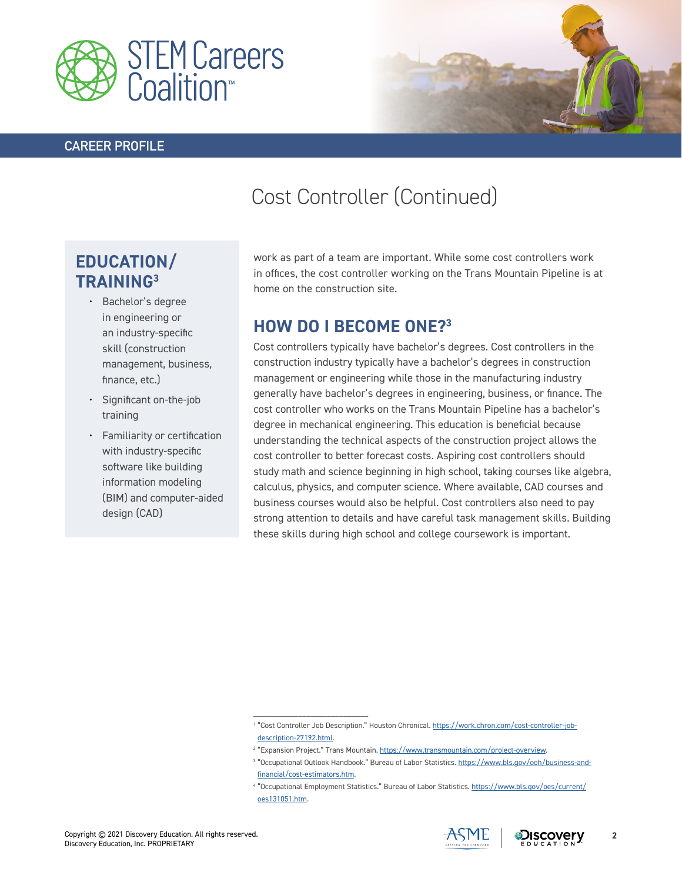# Cost Controller (Continued)

## EDUCATION/ TRAINING[3]

- Bachelor's degree in engineering or an industry-specific skill (construction management, business, finance, etc.)
- Significant on-the-job training
- Familiarity or certification with industry-specific software like building information modeling (BIM) and computer-aided design (CAD)

work as part of a team are important. While some cost controllers work in offices, the cost controller working on the Trans Mountain Pipeline is at home on the construction site.

## HOW DO I BECOME ONE?[3]

Cost controllers typically have bachelor's degrees. Cost controllers in the construction industry typically have a bachelor's degrees in construction management or engineering while those in the manufacturing industry generally have bachelor's degrees in engineering, business, or finance. The cost controller who works on the Trans Mountain Pipeline has a bachelor's degree in mechanical engineering. This education is beneficial because understanding the technical aspects of the construction project allows the cost controller to better forecast costs. Aspiring cost controllers should study math and science beginning in high school, taking courses like algebra, calculus, physics, and computer science. Where available, CAD courses and business courses would also be helpful. Cost controllers also need to pay strong attention to details and have careful task management skills. Building these skills during high school and college coursework is important.

---

[1] "Cost Controller Job Description." Houston Chronical. https://work.chron.com/cost-controller-job-description-27192.html.

[2] "Expansion Project." Trans Mountain. https://www.transmountain.com/project-overview.

[3] "Occupational Outlook Handbook." Bureau of Labor Statistics. https://www.bls.gov/ooh/business-and-financial/cost-estimators.htm.

[4] "Occupational Employment Statistics." Bureau of Labor Statistics. https://www.bls.gov/oes/current/oes131051.htm.

Copyright © 2021 Discovery Education. All rights reserved.
Discovery Education, Inc. PROPRIETARY